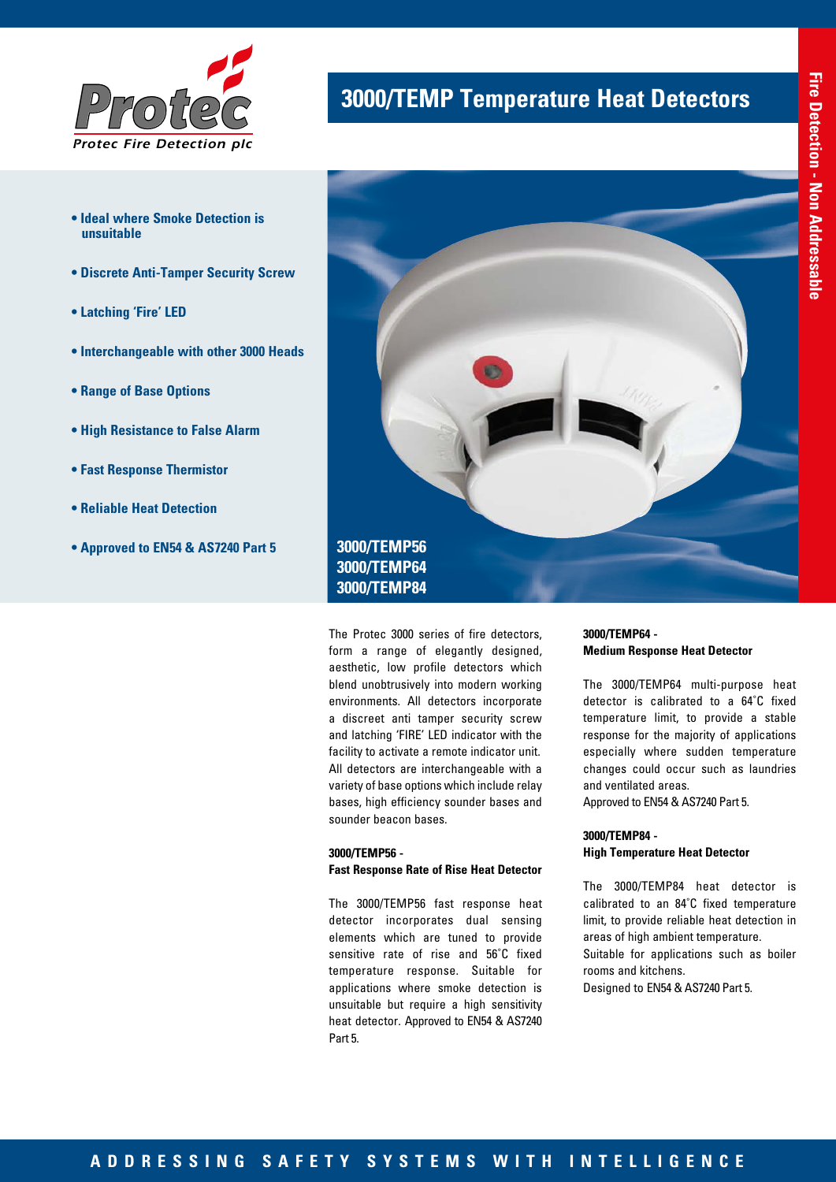Protec Fire Detection plc

# 3000/TEMP Temperature Heat Detectors

Fire Detection - Non Addressable

- **Ideal where Smoke Detection is unsuitable**
- **Discrete Anti-Tamper Security Screw**
- **Latching 'Fire' LED**
- **Interchangeable with other 3000 Heads**
- **Range of Base Options**
- **High Resistance to False Alarm**
- **Fast Response Thermistor**
- **Reliable Heat Detection**
- **Approved to EN54 & AS7240 Part 5**

**3000/TEMP56**
**3000/TEMP64**
**3000/TEMP84**

The Protec 3000 series of fire detectors, form a range of elegantly designed, aesthetic, low profile detectors which blend unobtrusively into modern working environments. All detectors incorporate a discreet anti tamper security screw and latching 'FIRE' LED indicator with the facility to activate a remote indicator unit. All detectors are interchangeable with a variety of base options which include relay bases, high efficiency sounder bases and sounder beacon bases.

### 3000/TEMP56 - Fast Response Rate of Rise Heat Detector

The 3000/TEMP56 fast response heat detector incorporates dual sensing elements which are tuned to provide sensitive rate of rise and 56˚C fixed temperature response. Suitable for applications where smoke detection is unsuitable but require a high sensitivity heat detector. Approved to EN54 & AS7240 Part 5.

### 3000/TEMP64 - Medium Response Heat Detector

The 3000/TEMP64 multi-purpose heat detector is calibrated to a 64˚C fixed temperature limit, to provide a stable response for the majority of applications especially where sudden temperature changes could occur such as laundries and ventilated areas.
Approved to EN54 & AS7240 Part 5.

### 3000/TEMP84 - High Temperature Heat Detector

The 3000/TEMP84 heat detector is calibrated to an 84˚C fixed temperature limit, to provide reliable heat detection in areas of high ambient temperature.
Suitable for applications such as boiler rooms and kitchens.
Designed to EN54 & AS7240 Part 5.

**ADDRESSING SAFETY SYSTEMS WITH INTELLIGENCE**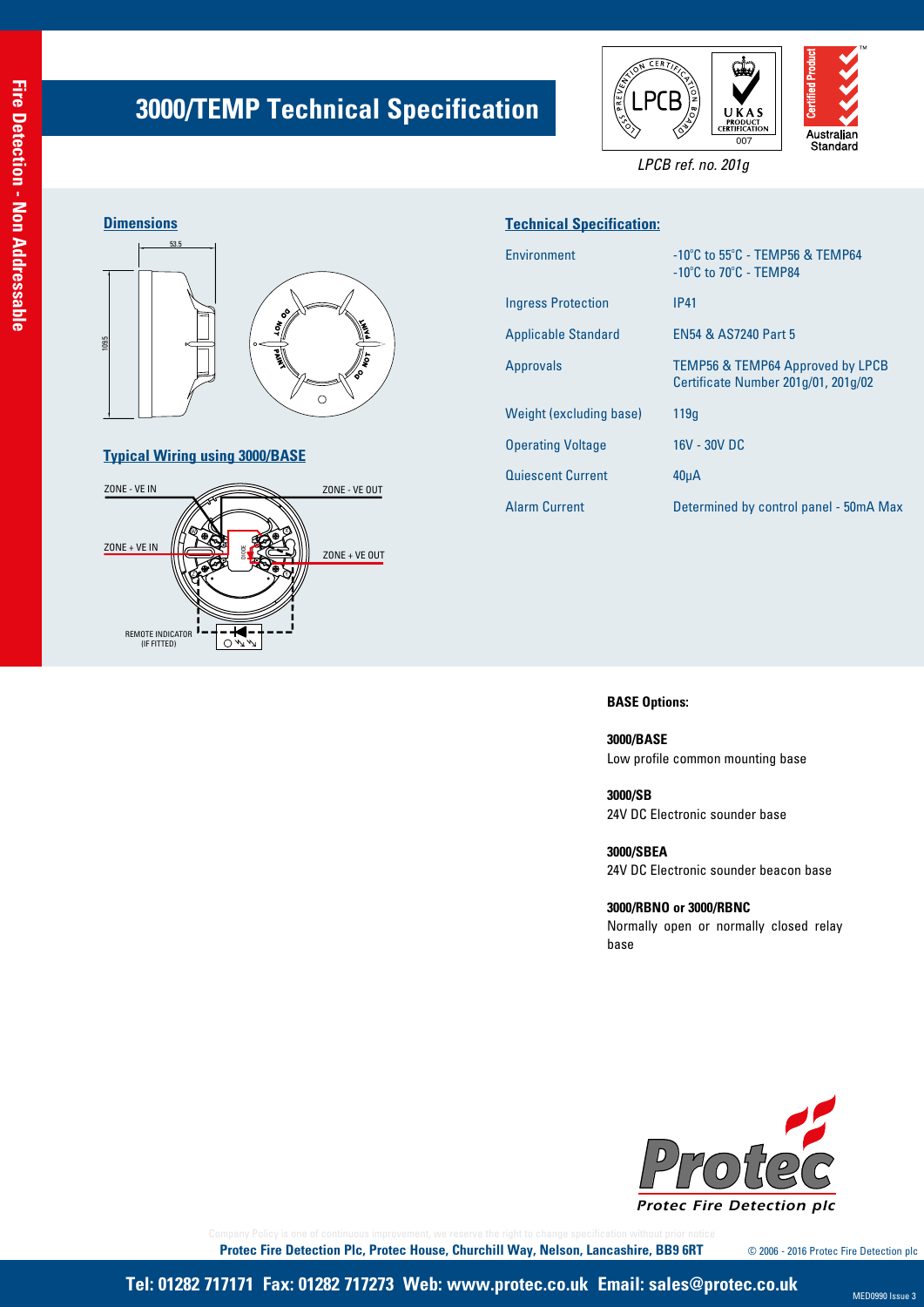# 3000/TEMP Technical Specification

*LPCB ref. no. 201g*

## Dimensions

53.5

1095

DO NOT PAINT

## Typical Wiring using 3000/BASE

ZONE - VE IN

ZONE - VE OUT

ZONE + VE IN

ZONE + VE OUT

DIODE

REMOTE INDICATOR (IF FITTED)

## Technical Specification:

| | |
|---|---|
| Environment | -10°C to 55°C - TEMP56 & TEMP64<br>-10°C to 70°C - TEMP84 |
| Ingress Protection | IP41 |
| Applicable Standard | EN54 & AS7240 Part 5 |
| Approvals | TEMP56 & TEMP64 Approved by LPCB Certificate Number 201g/01, 201g/02 |
| Weight (excluding base) | 119g |
| Operating Voltage | 16V - 30V DC |
| Quiescent Current | 40µA |
| Alarm Current | Determined by control panel - 50mA Max |

**BASE Options:**

**3000/BASE**
Low profile common mounting base

**3000/SB**
24V DC Electronic sounder base

**3000/SBEA**
24V DC Electronic sounder beacon base

**3000/RBNO or 3000/RBNC**
Normally open or normally closed relay base

Company Policy is one of continuous improvement, we reserve the right to change specification without prior notice

**Protec Fire Detection Plc, Protec House, Churchill Way, Nelson, Lancashire, BB9 6RT**

© 2006 - 2016 Protec Fire Detection plc

**Tel: 01282 717171 Fax: 01282 717273 Web: www.protec.co.uk Email: sales@protec.co.uk**

MED0990 Issue 3